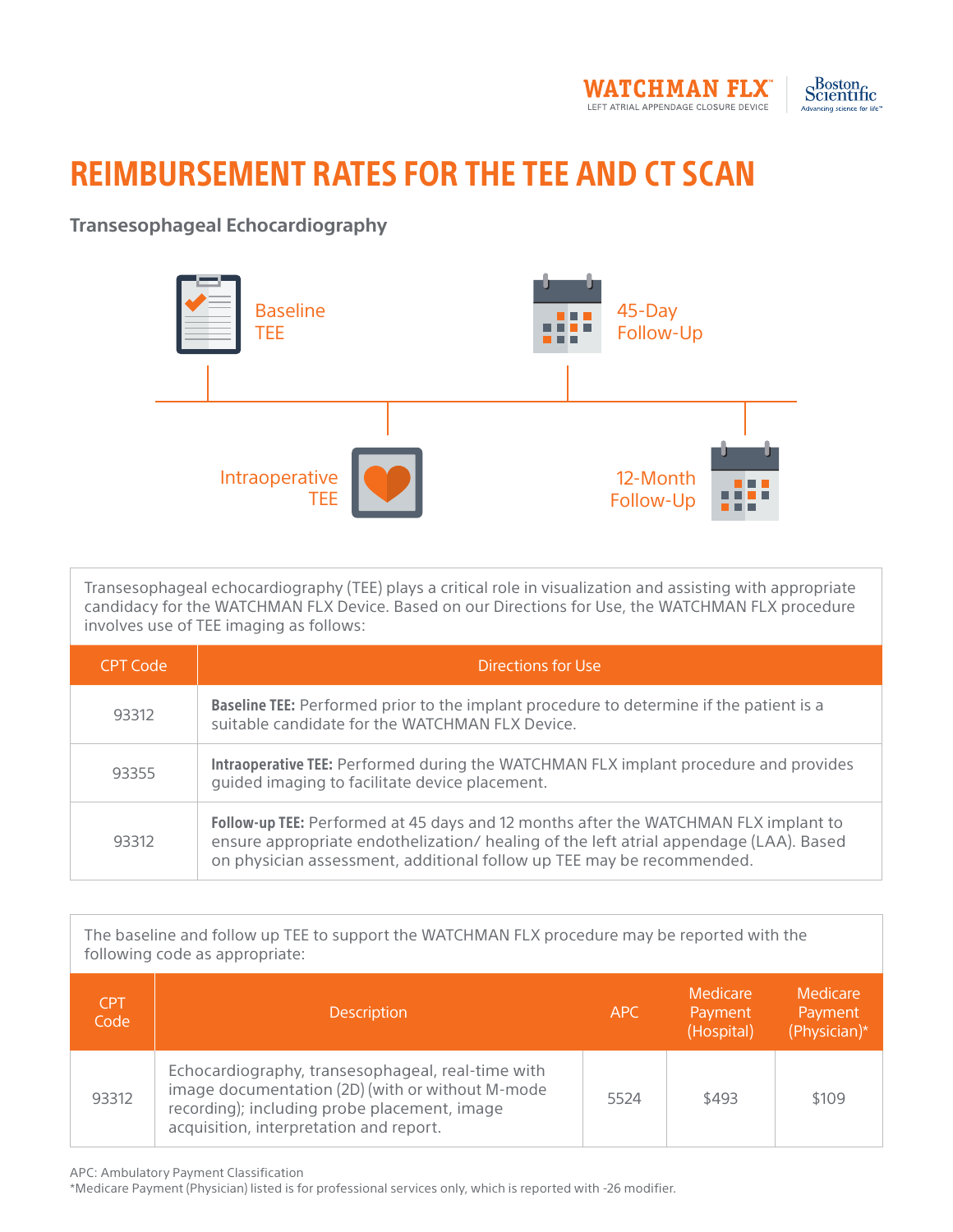WATCHMAN FLX™
LEFT ATRIAL APPENDAGE CLOSURE DEVICE

Boston Scientific
Advancing science for life™

# REIMBURSEMENT RATES FOR THE TEE AND CT SCAN

### Transesophageal Echocardiography

Baseline TEE

45-Day Follow-Up

Intraoperative TEE

12-Month Follow-Up

Transesophageal echocardiography (TEE) plays a critical role in visualization and assisting with appropriate candidacy for the WATCHMAN FLX Device. Based on our Directions for Use, the WATCHMAN FLX procedure involves use of TEE imaging as follows:

| CPT Code | Directions for Use |
|---|---|
| 93312 | **Baseline TEE:** Performed prior to the implant procedure to determine if the patient is a suitable candidate for the WATCHMAN FLX Device. |
| 93355 | **Intraoperative TEE:** Performed during the WATCHMAN FLX implant procedure and provides guided imaging to facilitate device placement. |
| 93312 | **Follow-up TEE:** Performed at 45 days and 12 months after the WATCHMAN FLX implant to ensure appropriate endothelization/ healing of the left atrial appendage (LAA). Based on physician assessment, additional follow up TEE may be recommended. |

The baseline and follow up TEE to support the WATCHMAN FLX procedure may be reported with the following code as appropriate:

| CPT Code | Description | APC | Medicare Payment (Hospital) | Medicare Payment (Physician)* |
|---|---|---|---|---|
| 93312 | Echocardiography, transesophageal, real-time with image documentation (2D) (with or without M-mode recording); including probe placement, image acquisition, interpretation and report. | 5524 | $493 | $109 |

APC: Ambulatory Payment Classification
*Medicare Payment (Physician) listed is for professional services only, which is reported with -26 modifier.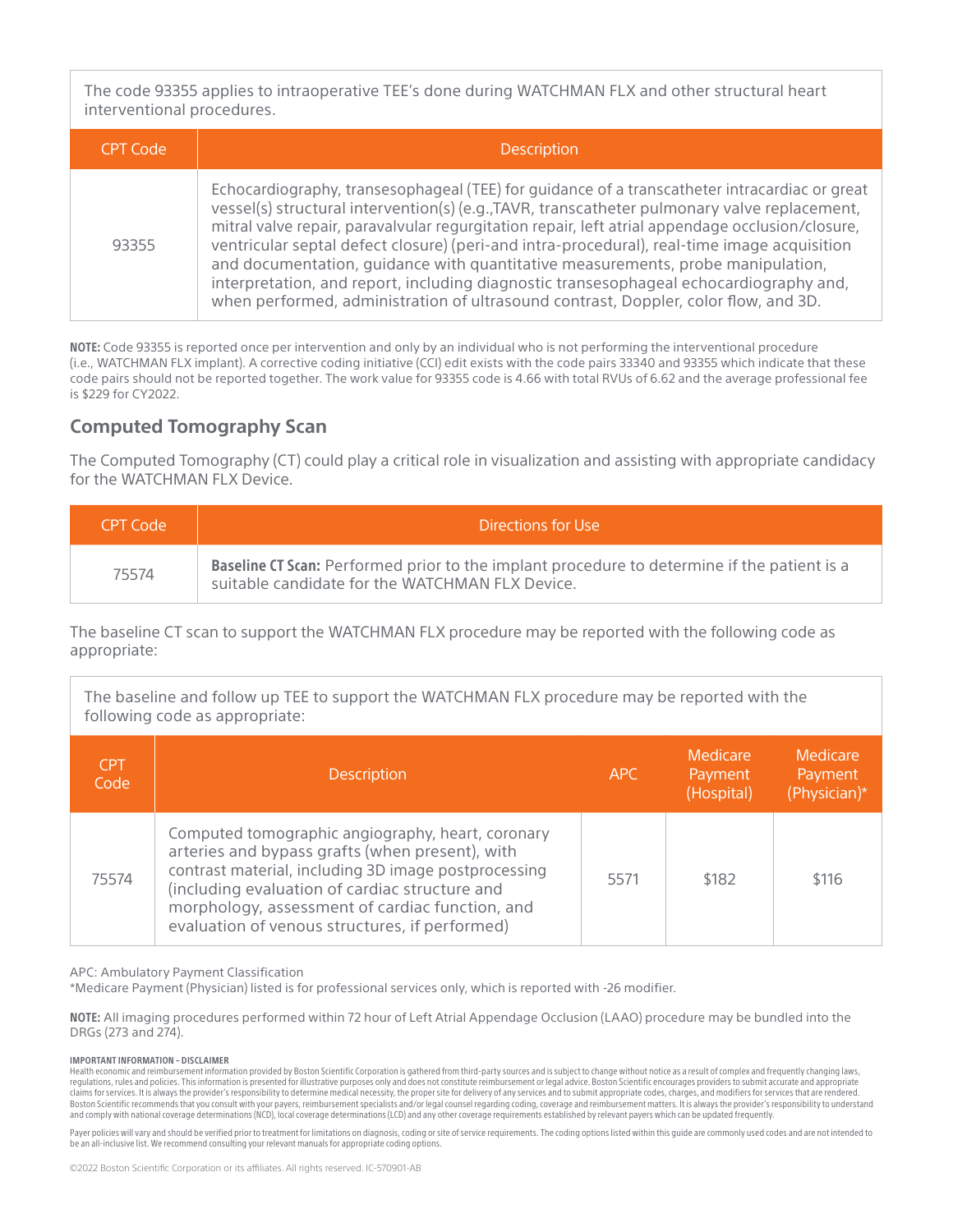| The code 93355 applies to intraoperative TEE's done during WATCHMAN FLX and other structural heart interventional procedures. | |
|---|---|
| **CPT Code** | **Description** |
| 93355 | Echocardiography, transesophageal (TEE) for guidance of a transcatheter intracardiac or great vessel(s) structural intervention(s) (e.g.,TAVR, transcatheter pulmonary valve replacement, mitral valve repair, paravalvular regurgitation repair, left atrial appendage occlusion/closure, ventricular septal defect closure) (peri-and intra-procedural), real-time image acquisition and documentation, guidance with quantitative measurements, probe manipulation, interpretation, and report, including diagnostic transesophageal echocardiography and, when performed, administration of ultrasound contrast, Doppler, color flow, and 3D. |

**NOTE:** Code 93355 is reported once per intervention and only by an individual who is not performing the interventional procedure (i.e., WATCHMAN FLX implant). A corrective coding initiative (CCI) edit exists with the code pairs 33340 and 93355 which indicate that these code pairs should not be reported together. The work value for 93355 code is 4.66 with total RVUs of 6.62 and the average professional fee is $229 for CY2022.

## Computed Tomography Scan

The Computed Tomography (CT) could play a critical role in visualization and assisting with appropriate candidacy for the WATCHMAN FLX Device.

| CPT Code | Directions for Use |
|---|---|
| 75574 | **Baseline CT Scan:** Performed prior to the implant procedure to determine if the patient is a suitable candidate for the WATCHMAN FLX Device. |

The baseline CT scan to support the WATCHMAN FLX procedure may be reported with the following code as appropriate:

| The baseline and follow up TEE to support the WATCHMAN FLX procedure may be reported with the following code as appropriate: | | | | |
|---|---|---|---|---|
| **CPT Code** | **Description** | **APC** | **Medicare Payment (Hospital)** | **Medicare Payment (Physician)*** |
| 75574 | Computed tomographic angiography, heart, coronary arteries and bypass grafts (when present), with contrast material, including 3D image postprocessing (including evaluation of cardiac structure and morphology, assessment of cardiac function, and evaluation of venous structures, if performed) | 5571 | $182 | $116 |

APC: Ambulatory Payment Classification
*Medicare Payment (Physician) listed is for professional services only, which is reported with -26 modifier.

**NOTE:** All imaging procedures performed within 72 hour of Left Atrial Appendage Occlusion (LAAO) procedure may be bundled into the DRGs (273 and 274).

**IMPORTANT INFORMATION – DISCLAIMER**
Health economic and reimbursement information provided by Boston Scientific Corporation is gathered from third-party sources and is subject to change without notice as a result of complex and frequently changing laws, regulations, rules and policies. This information is presented for illustrative purposes only and does not constitute reimbursement or legal advice. Boston Scientific encourages providers to submit accurate and appropriate claims for services. It is always the provider's responsibility to determine medical necessity, the proper site for delivery of any services and to submit appropriate codes, charges, and modifiers for services that are rendered. Boston Scientific recommends that you consult with your payers, reimbursement specialists and/or legal counsel regarding coding, coverage and reimbursement matters. It is always the provider's responsibility to understand and comply with national coverage determinations (NCD), local coverage determinations (LCD) and any other coverage requirements established by relevant payers which can be updated frequently.

Payer policies will vary and should be verified prior to treatment for limitations on diagnosis, coding or site of service requirements. The coding options listed within this guide are commonly used codes and are not intended to be an all-inclusive list. We recommend consulting your relevant manuals for appropriate coding options.

©2022 Boston Scientific Corporation or its affiliates. All rights reserved. IC-570901-AB